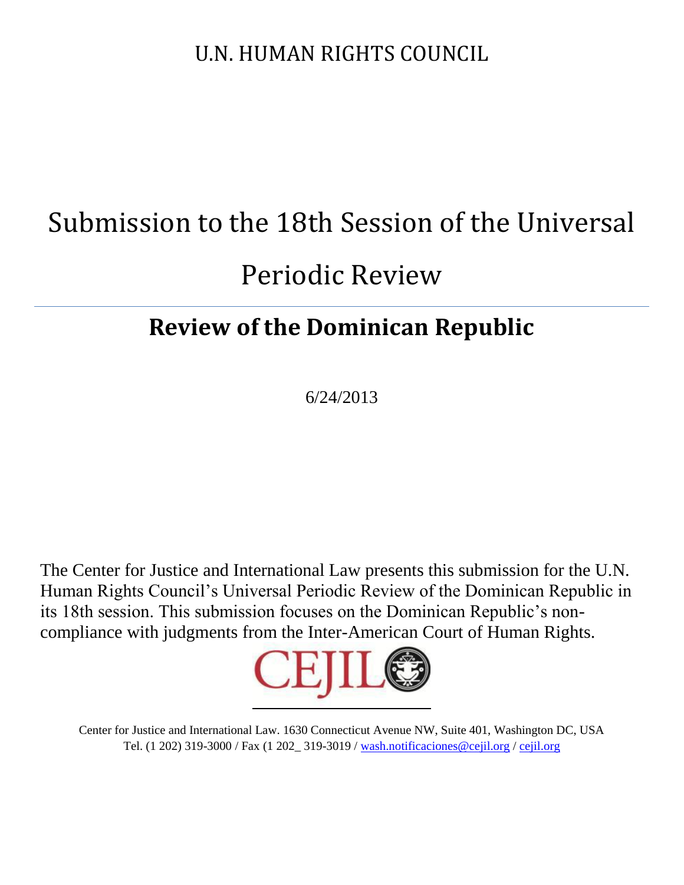U.N. HUMAN RIGHTS COUNCIL

# Submission to the 18th Session of the Universal Periodic Review

## Review of the Dominican Republic

6/24/2013

The Center for Justice and International Law presents this submission for the U.N. Human Rights Council's Universal Periodic Review of the Dominican Republic in its 18th session. This submission focuses on the Dominican Republic's non-compliance with judgments from the Inter-American Court of Human Rights.

CEJIL

Center for Justice and International Law. 1630 Connecticut Avenue NW, Suite 401, Washington DC, USA
Tel. (1 202) 319-3000 / Fax (1 202_ 319-3019 / wash.notificaciones@cejil.org / cejil.org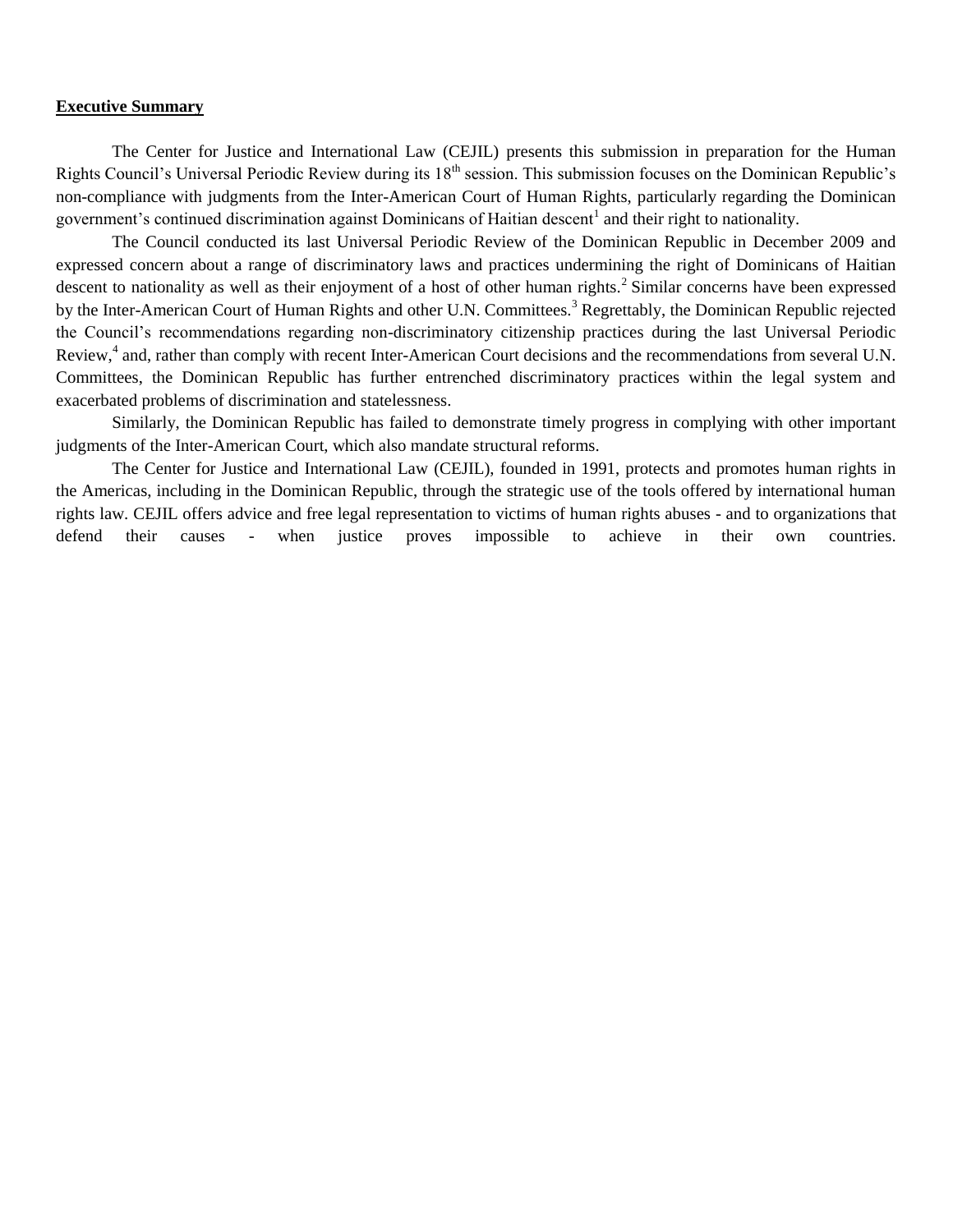**Executive Summary**

The Center for Justice and International Law (CEJIL) presents this submission in preparation for the Human Rights Council's Universal Periodic Review during its 18th session. This submission focuses on the Dominican Republic's non-compliance with judgments from the Inter-American Court of Human Rights, particularly regarding the Dominican government's continued discrimination against Dominicans of Haitian descent[1] and their right to nationality.

The Council conducted its last Universal Periodic Review of the Dominican Republic in December 2009 and expressed concern about a range of discriminatory laws and practices undermining the right of Dominicans of Haitian descent to nationality as well as their enjoyment of a host of other human rights.[2] Similar concerns have been expressed by the Inter-American Court of Human Rights and other U.N. Committees.[3] Regrettably, the Dominican Republic rejected the Council's recommendations regarding non-discriminatory citizenship practices during the last Universal Periodic Review,[4] and, rather than comply with recent Inter-American Court decisions and the recommendations from several U.N. Committees, the Dominican Republic has further entrenched discriminatory practices within the legal system and exacerbated problems of discrimination and statelessness.

Similarly, the Dominican Republic has failed to demonstrate timely progress in complying with other important judgments of the Inter-American Court, which also mandate structural reforms.

The Center for Justice and International Law (CEJIL), founded in 1991, protects and promotes human rights in the Americas, including in the Dominican Republic, through the strategic use of the tools offered by international human rights law. CEJIL offers advice and free legal representation to victims of human rights abuses - and to organizations that defend their causes - when justice proves impossible to achieve in their own countries.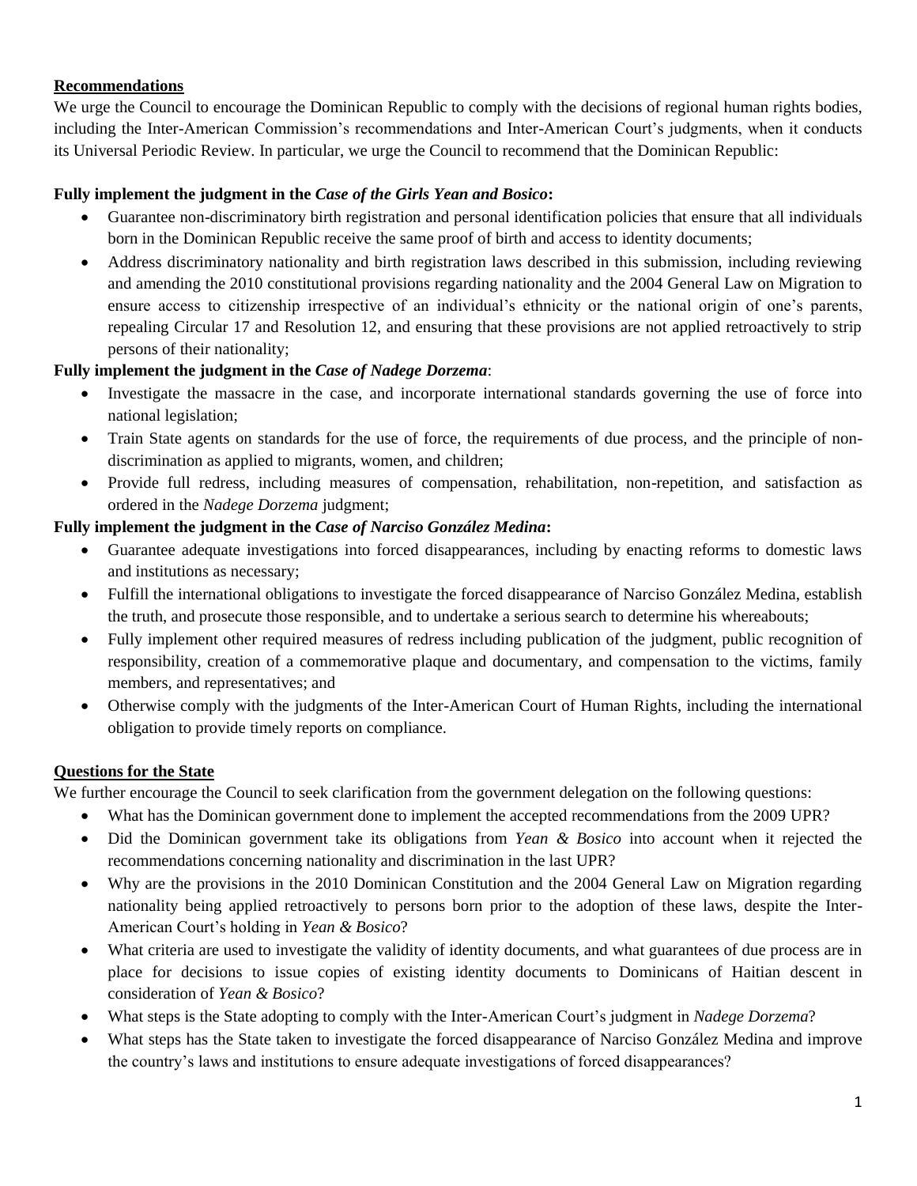## Recommendations

We urge the Council to encourage the Dominican Republic to comply with the decisions of regional human rights bodies, including the Inter-American Commission's recommendations and Inter-American Court's judgments, when it conducts its Universal Periodic Review. In particular, we urge the Council to recommend that the Dominican Republic:

**Fully implement the judgment in the *Case of the Girls Yean and Bosico*:**

- Guarantee non-discriminatory birth registration and personal identification policies that ensure that all individuals born in the Dominican Republic receive the same proof of birth and access to identity documents;
- Address discriminatory nationality and birth registration laws described in this submission, including reviewing and amending the 2010 constitutional provisions regarding nationality and the 2004 General Law on Migration to ensure access to citizenship irrespective of an individual's ethnicity or the national origin of one's parents, repealing Circular 17 and Resolution 12, and ensuring that these provisions are not applied retroactively to strip persons of their nationality;

**Fully implement the judgment in the *Case of Nadege Dorzema*:**

- Investigate the massacre in the case, and incorporate international standards governing the use of force into national legislation;
- Train State agents on standards for the use of force, the requirements of due process, and the principle of non-discrimination as applied to migrants, women, and children;
- Provide full redress, including measures of compensation, rehabilitation, non-repetition, and satisfaction as ordered in the *Nadege Dorzema* judgment;

**Fully implement the judgment in the *Case of Narciso González Medina*:**

- Guarantee adequate investigations into forced disappearances, including by enacting reforms to domestic laws and institutions as necessary;
- Fulfill the international obligations to investigate the forced disappearance of Narciso González Medina, establish the truth, and prosecute those responsible, and to undertake a serious search to determine his whereabouts;
- Fully implement other required measures of redress including publication of the judgment, public recognition of responsibility, creation of a commemorative plaque and documentary, and compensation to the victims, family members, and representatives; and
- Otherwise comply with the judgments of the Inter-American Court of Human Rights, including the international obligation to provide timely reports on compliance.

## Questions for the State

We further encourage the Council to seek clarification from the government delegation on the following questions:

- What has the Dominican government done to implement the accepted recommendations from the 2009 UPR?
- Did the Dominican government take its obligations from *Yean & Bosico* into account when it rejected the recommendations concerning nationality and discrimination in the last UPR?
- Why are the provisions in the 2010 Dominican Constitution and the 2004 General Law on Migration regarding nationality being applied retroactively to persons born prior to the adoption of these laws, despite the Inter-American Court's holding in *Yean & Bosico*?
- What criteria are used to investigate the validity of identity documents, and what guarantees of due process are in place for decisions to issue copies of existing identity documents to Dominicans of Haitian descent in consideration of *Yean & Bosico*?
- What steps is the State adopting to comply with the Inter-American Court's judgment in *Nadege Dorzema*?
- What steps has the State taken to investigate the forced disappearance of Narciso González Medina and improve the country's laws and institutions to ensure adequate investigations of forced disappearances?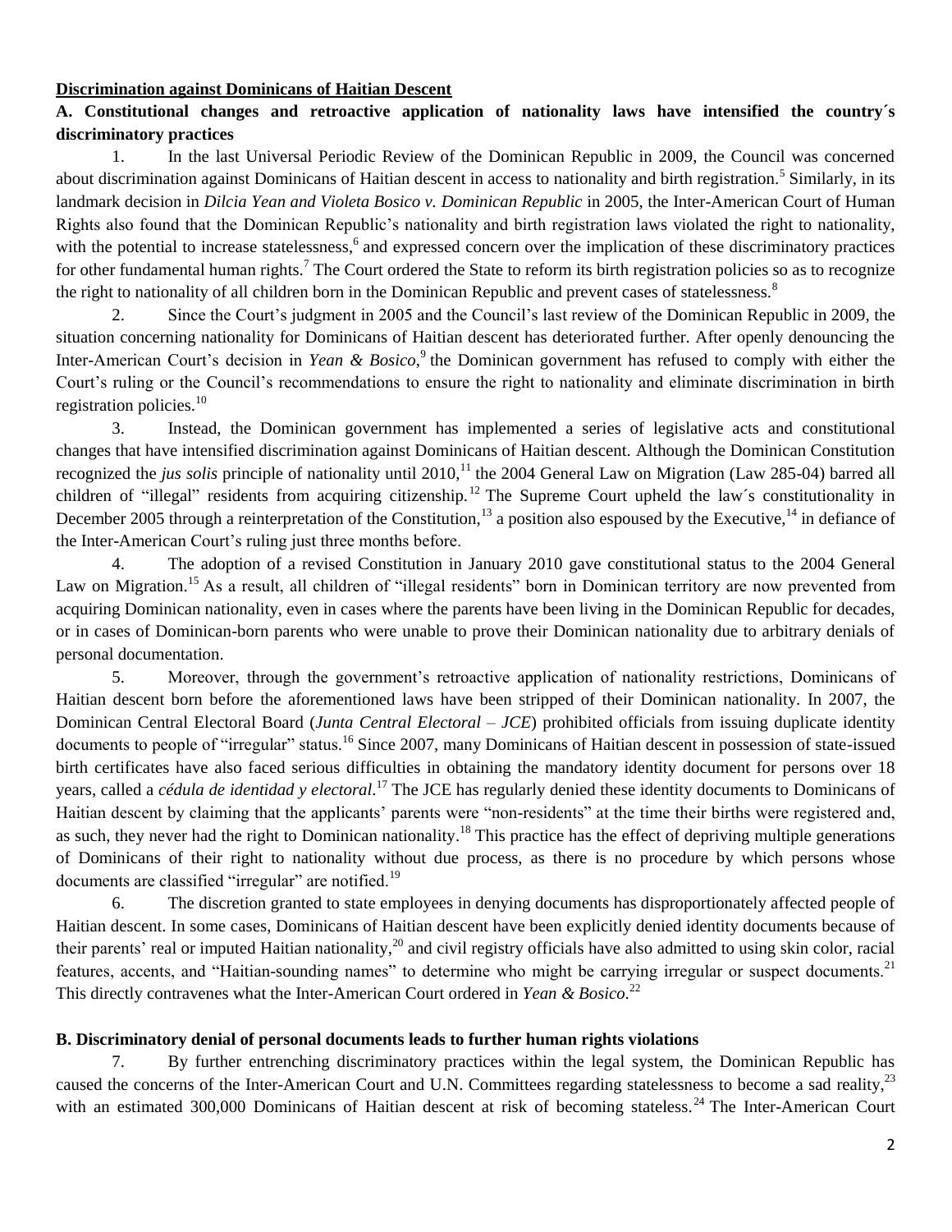**Discrimination against Dominicans of Haitian Descent**

**A. Constitutional changes and retroactive application of nationality laws have intensified the country´s discriminatory practices**

1. In the last Universal Periodic Review of the Dominican Republic in 2009, the Council was concerned about discrimination against Dominicans of Haitian descent in access to nationality and birth registration.[5] Similarly, in its landmark decision in *Dilcia Yean and Violeta Bosico v. Dominican Republic* in 2005, the Inter-American Court of Human Rights also found that the Dominican Republic's nationality and birth registration laws violated the right to nationality, with the potential to increase statelessness,[6] and expressed concern over the implication of these discriminatory practices for other fundamental human rights.[7] The Court ordered the State to reform its birth registration policies so as to recognize the right to nationality of all children born in the Dominican Republic and prevent cases of statelessness.[8]

2. Since the Court's judgment in 2005 and the Council's last review of the Dominican Republic in 2009, the situation concerning nationality for Dominicans of Haitian descent has deteriorated further. After openly denouncing the Inter-American Court's decision in *Yean & Bosico*,[9] the Dominican government has refused to comply with either the Court's ruling or the Council's recommendations to ensure the right to nationality and eliminate discrimination in birth registration policies.[10]

3. Instead, the Dominican government has implemented a series of legislative acts and constitutional changes that have intensified discrimination against Dominicans of Haitian descent. Although the Dominican Constitution recognized the *jus solis* principle of nationality until 2010,[11] the 2004 General Law on Migration (Law 285-04) barred all children of "illegal" residents from acquiring citizenship.[12] The Supreme Court upheld the law´s constitutionality in December 2005 through a reinterpretation of the Constitution,[13] a position also espoused by the Executive,[14] in defiance of the Inter-American Court's ruling just three months before.

4. The adoption of a revised Constitution in January 2010 gave constitutional status to the 2004 General Law on Migration.[15] As a result, all children of "illegal residents" born in Dominican territory are now prevented from acquiring Dominican nationality, even in cases where the parents have been living in the Dominican Republic for decades, or in cases of Dominican-born parents who were unable to prove their Dominican nationality due to arbitrary denials of personal documentation.

5. Moreover, through the government's retroactive application of nationality restrictions, Dominicans of Haitian descent born before the aforementioned laws have been stripped of their Dominican nationality. In 2007, the Dominican Central Electoral Board (*Junta Central Electoral – JCE*) prohibited officials from issuing duplicate identity documents to people of "irregular" status.[16] Since 2007, many Dominicans of Haitian descent in possession of state-issued birth certificates have also faced serious difficulties in obtaining the mandatory identity document for persons over 18 years, called a *cédula de identidad y electoral*.[17] The JCE has regularly denied these identity documents to Dominicans of Haitian descent by claiming that the applicants' parents were "non-residents" at the time their births were registered and, as such, they never had the right to Dominican nationality.[18] This practice has the effect of depriving multiple generations of Dominicans of their right to nationality without due process, as there is no procedure by which persons whose documents are classified "irregular" are notified.[19]

6. The discretion granted to state employees in denying documents has disproportionately affected people of Haitian descent. In some cases, Dominicans of Haitian descent have been explicitly denied identity documents because of their parents' real or imputed Haitian nationality,[20] and civil registry officials have also admitted to using skin color, racial features, accents, and "Haitian-sounding names" to determine who might be carrying irregular or suspect documents.[21] This directly contravenes what the Inter-American Court ordered in *Yean & Bosico*.[22]

**B. Discriminatory denial of personal documents leads to further human rights violations**

7. By further entrenching discriminatory practices within the legal system, the Dominican Republic has caused the concerns of the Inter-American Court and U.N. Committees regarding statelessness to become a sad reality,[23] with an estimated 300,000 Dominicans of Haitian descent at risk of becoming stateless.[24] The Inter-American Court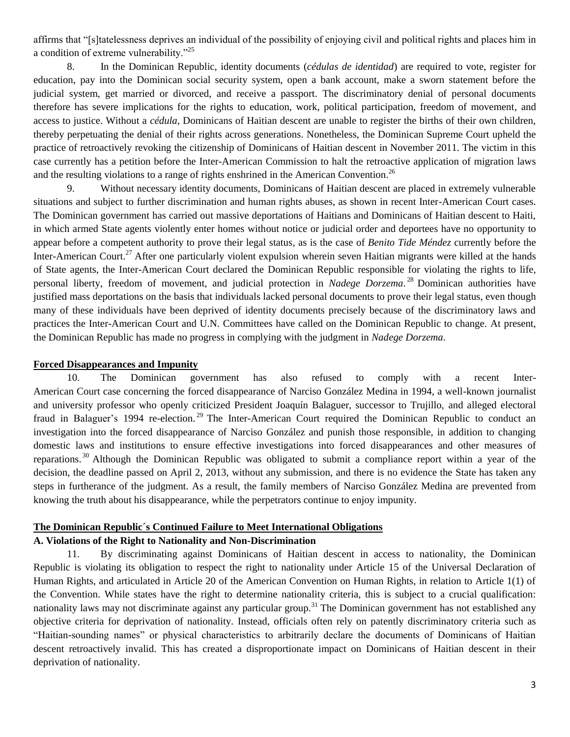affirms that "[s]tatelessness deprives an individual of the possibility of enjoying civil and political rights and places him in a condition of extreme vulnerability."[25]

8. In the Dominican Republic, identity documents (*cédulas de identidad*) are required to vote, register for education, pay into the Dominican social security system, open a bank account, make a sworn statement before the judicial system, get married or divorced, and receive a passport. The discriminatory denial of personal documents therefore has severe implications for the rights to education, work, political participation, freedom of movement, and access to justice. Without a *cédula*, Dominicans of Haitian descent are unable to register the births of their own children, thereby perpetuating the denial of their rights across generations. Nonetheless, the Dominican Supreme Court upheld the practice of retroactively revoking the citizenship of Dominicans of Haitian descent in November 2011. The victim in this case currently has a petition before the Inter-American Commission to halt the retroactive application of migration laws and the resulting violations to a range of rights enshrined in the American Convention.[26]

9. Without necessary identity documents, Dominicans of Haitian descent are placed in extremely vulnerable situations and subject to further discrimination and human rights abuses, as shown in recent Inter-American Court cases. The Dominican government has carried out massive deportations of Haitians and Dominicans of Haitian descent to Haiti, in which armed State agents violently enter homes without notice or judicial order and deportees have no opportunity to appear before a competent authority to prove their legal status, as is the case of *Benito Tide Méndez* currently before the Inter-American Court.[27] After one particularly violent expulsion wherein seven Haitian migrants were killed at the hands of State agents, the Inter-American Court declared the Dominican Republic responsible for violating the rights to life, personal liberty, freedom of movement, and judicial protection in *Nadege Dorzema*.[28] Dominican authorities have justified mass deportations on the basis that individuals lacked personal documents to prove their legal status, even though many of these individuals have been deprived of identity documents precisely because of the discriminatory laws and practices the Inter-American Court and U.N. Committees have called on the Dominican Republic to change. At present, the Dominican Republic has made no progress in complying with the judgment in *Nadege Dorzema*.

**Forced Disappearances and Impunity**

10. The Dominican government has also refused to comply with a recent Inter-American Court case concerning the forced disappearance of Narciso González Medina in 1994, a well-known journalist and university professor who openly criticized President Joaquín Balaguer, successor to Trujillo, and alleged electoral fraud in Balaguer's 1994 re-election.[29] The Inter-American Court required the Dominican Republic to conduct an investigation into the forced disappearance of Narciso González and punish those responsible, in addition to changing domestic laws and institutions to ensure effective investigations into forced disappearances and other measures of reparations.[30] Although the Dominican Republic was obligated to submit a compliance report within a year of the decision, the deadline passed on April 2, 2013, without any submission, and there is no evidence the State has taken any steps in furtherance of the judgment. As a result, the family members of Narciso González Medina are prevented from knowing the truth about his disappearance, while the perpetrators continue to enjoy impunity.

**The Dominican Republic´s Continued Failure to Meet International Obligations**

**A. Violations of the Right to Nationality and Non-Discrimination**

11. By discriminating against Dominicans of Haitian descent in access to nationality, the Dominican Republic is violating its obligation to respect the right to nationality under Article 15 of the Universal Declaration of Human Rights, and articulated in Article 20 of the American Convention on Human Rights, in relation to Article 1(1) of the Convention. While states have the right to determine nationality criteria, this is subject to a crucial qualification: nationality laws may not discriminate against any particular group.[31] The Dominican government has not established any objective criteria for deprivation of nationality. Instead, officials often rely on patently discriminatory criteria such as "Haitian-sounding names" or physical characteristics to arbitrarily declare the documents of Dominicans of Haitian descent retroactively invalid. This has created a disproportionate impact on Dominicans of Haitian descent in their deprivation of nationality.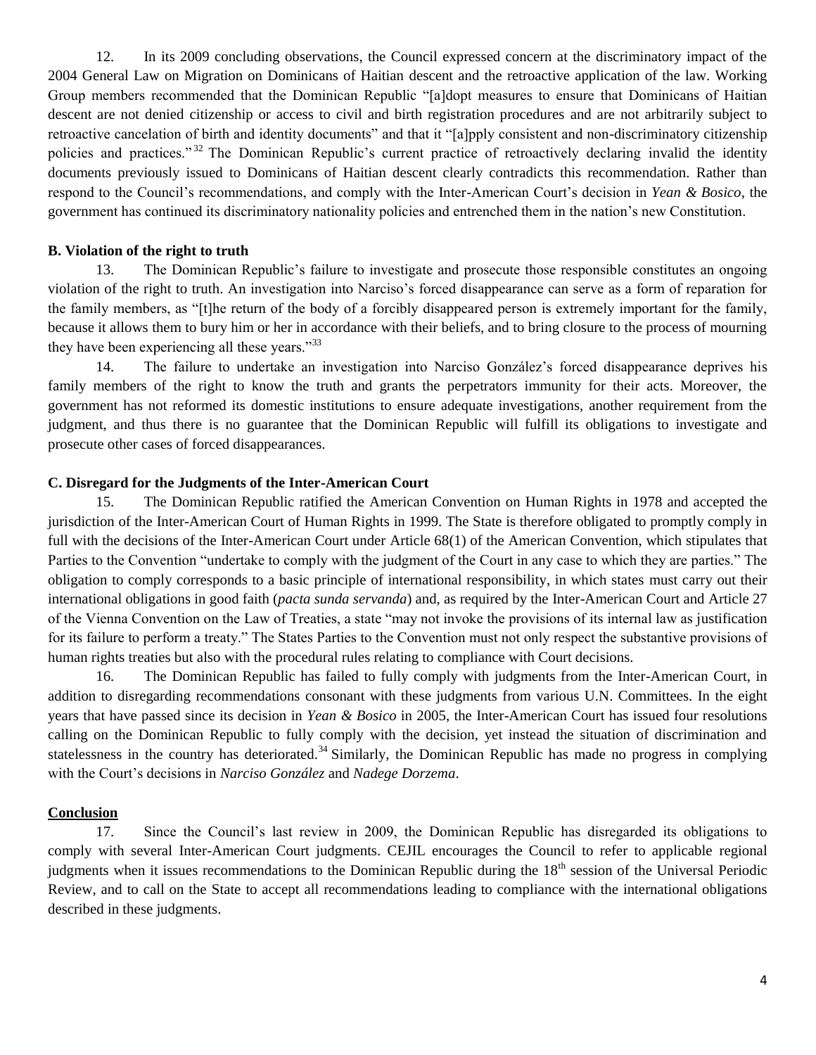12. In its 2009 concluding observations, the Council expressed concern at the discriminatory impact of the 2004 General Law on Migration on Dominicans of Haitian descent and the retroactive application of the law. Working Group members recommended that the Dominican Republic "[a]dopt measures to ensure that Dominicans of Haitian descent are not denied citizenship or access to civil and birth registration procedures and are not arbitrarily subject to retroactive cancelation of birth and identity documents" and that it "[a]pply consistent and non-discriminatory citizenship policies and practices."[32] The Dominican Republic's current practice of retroactively declaring invalid the identity documents previously issued to Dominicans of Haitian descent clearly contradicts this recommendation. Rather than respond to the Council's recommendations, and comply with the Inter-American Court's decision in *Yean & Bosico*, the government has continued its discriminatory nationality policies and entrenched them in the nation's new Constitution.

**B. Violation of the right to truth**

13. The Dominican Republic's failure to investigate and prosecute those responsible constitutes an ongoing violation of the right to truth. An investigation into Narciso's forced disappearance can serve as a form of reparation for the family members, as "[t]he return of the body of a forcibly disappeared person is extremely important for the family, because it allows them to bury him or her in accordance with their beliefs, and to bring closure to the process of mourning they have been experiencing all these years."[33]

14. The failure to undertake an investigation into Narciso González's forced disappearance deprives his family members of the right to know the truth and grants the perpetrators immunity for their acts. Moreover, the government has not reformed its domestic institutions to ensure adequate investigations, another requirement from the judgment, and thus there is no guarantee that the Dominican Republic will fulfill its obligations to investigate and prosecute other cases of forced disappearances.

**C. Disregard for the Judgments of the Inter-American Court**

15. The Dominican Republic ratified the American Convention on Human Rights in 1978 and accepted the jurisdiction of the Inter-American Court of Human Rights in 1999. The State is therefore obligated to promptly comply in full with the decisions of the Inter-American Court under Article 68(1) of the American Convention, which stipulates that Parties to the Convention "undertake to comply with the judgment of the Court in any case to which they are parties." The obligation to comply corresponds to a basic principle of international responsibility, in which states must carry out their international obligations in good faith (*pacta sunda servanda*) and, as required by the Inter-American Court and Article 27 of the Vienna Convention on the Law of Treaties, a state "may not invoke the provisions of its internal law as justification for its failure to perform a treaty." The States Parties to the Convention must not only respect the substantive provisions of human rights treaties but also with the procedural rules relating to compliance with Court decisions.

16. The Dominican Republic has failed to fully comply with judgments from the Inter-American Court, in addition to disregarding recommendations consonant with these judgments from various U.N. Committees. In the eight years that have passed since its decision in *Yean & Bosico* in 2005, the Inter-American Court has issued four resolutions calling on the Dominican Republic to fully comply with the decision, yet instead the situation of discrimination and statelessness in the country has deteriorated.[34] Similarly, the Dominican Republic has made no progress in complying with the Court's decisions in *Narciso González* and *Nadege Dorzema*.

**Conclusion**

17. Since the Council's last review in 2009, the Dominican Republic has disregarded its obligations to comply with several Inter-American Court judgments. CEJIL encourages the Council to refer to applicable regional judgments when it issues recommendations to the Dominican Republic during the 18th session of the Universal Periodic Review, and to call on the State to accept all recommendations leading to compliance with the international obligations described in these judgments.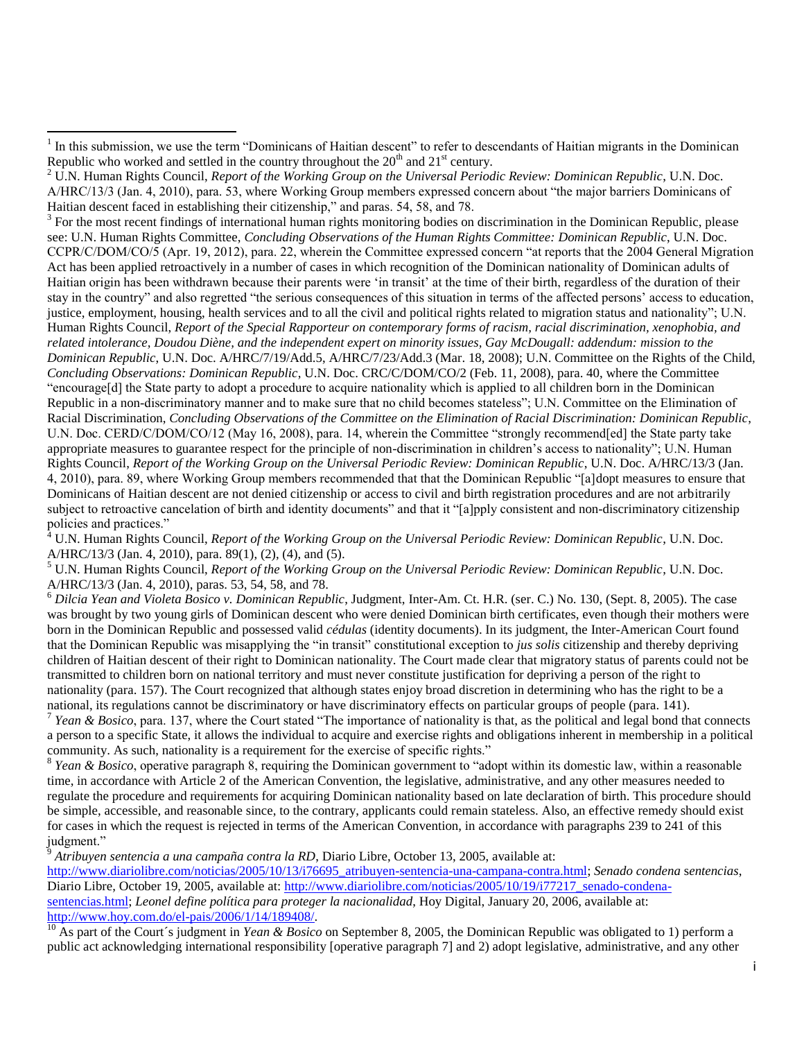[1] In this submission, we use the term "Dominicans of Haitian descent" to refer to descendants of Haitian migrants in the Dominican Republic who worked and settled in the country throughout the 20th and 21st century.

[2] U.N. Human Rights Council, *Report of the Working Group on the Universal Periodic Review: Dominican Republic*, U.N. Doc. A/HRC/13/3 (Jan. 4, 2010), para. 53, where Working Group members expressed concern about "the major barriers Dominicans of Haitian descent faced in establishing their citizenship," and paras. 54, 58, and 78.

[3] For the most recent findings of international human rights monitoring bodies on discrimination in the Dominican Republic, please see: U.N. Human Rights Committee, *Concluding Observations of the Human Rights Committee: Dominican Republic*, U.N. Doc. CCPR/C/DOM/CO/5 (Apr. 19, 2012), para. 22, wherein the Committee expressed concern "at reports that the 2004 General Migration Act has been applied retroactively in a number of cases in which recognition of the Dominican nationality of Dominican adults of Haitian origin has been withdrawn because their parents were 'in transit' at the time of their birth, regardless of the duration of their stay in the country" and also regretted "the serious consequences of this situation in terms of the affected persons' access to education, justice, employment, housing, health services and to all the civil and political rights related to migration status and nationality"; U.N. Human Rights Council, *Report of the Special Rapporteur on contemporary forms of racism, racial discrimination, xenophobia, and related intolerance, Doudou Diène, and the independent expert on minority issues, Gay McDougall: addendum: mission to the Dominican Republic*, U.N. Doc. A/HRC/7/19/Add.5, A/HRC/7/23/Add.3 (Mar. 18, 2008); U.N. Committee on the Rights of the Child, *Concluding Observations: Dominican Republic*, U.N. Doc. CRC/C/DOM/CO/2 (Feb. 11, 2008), para. 40, where the Committee "encourage[d] the State party to adopt a procedure to acquire nationality which is applied to all children born in the Dominican Republic in a non-discriminatory manner and to make sure that no child becomes stateless"; U.N. Committee on the Elimination of Racial Discrimination, *Concluding Observations of the Committee on the Elimination of Racial Discrimination: Dominican Republic*, U.N. Doc. CERD/C/DOM/CO/12 (May 16, 2008), para. 14, wherein the Committee "strongly recommend[ed] the State party take appropriate measures to guarantee respect for the principle of non-discrimination in children's access to nationality"; U.N. Human Rights Council, *Report of the Working Group on the Universal Periodic Review: Dominican Republic*, U.N. Doc. A/HRC/13/3 (Jan. 4, 2010), para. 89, where Working Group members recommended that that the Dominican Republic "[a]dopt measures to ensure that Dominicans of Haitian descent are not denied citizenship or access to civil and birth registration procedures and are not arbitrarily subject to retroactive cancelation of birth and identity documents" and that it "[a]pply consistent and non-discriminatory citizenship policies and practices."

[4] U.N. Human Rights Council, *Report of the Working Group on the Universal Periodic Review: Dominican Republic*, U.N. Doc. A/HRC/13/3 (Jan. 4, 2010), para. 89(1), (2), (4), and (5).

[5] U.N. Human Rights Council, *Report of the Working Group on the Universal Periodic Review: Dominican Republic*, U.N. Doc. A/HRC/13/3 (Jan. 4, 2010), paras. 53, 54, 58, and 78.

[6] *Dilcia Yean and Violeta Bosico v. Dominican Republic*, Judgment, Inter-Am. Ct. H.R. (ser. C.) No. 130, (Sept. 8, 2005). The case was brought by two young girls of Dominican descent who were denied Dominican birth certificates, even though their mothers were born in the Dominican Republic and possessed valid *cédulas* (identity documents). In its judgment, the Inter-American Court found that the Dominican Republic was misapplying the "in transit" constitutional exception to *jus solis* citizenship and thereby depriving children of Haitian descent of their right to Dominican nationality. The Court made clear that migratory status of parents could not be transmitted to children born on national territory and must never constitute justification for depriving a person of the right to nationality (para. 157). The Court recognized that although states enjoy broad discretion in determining who has the right to be a national, its regulations cannot be discriminatory or have discriminatory effects on particular groups of people (para. 141).

[7] *Yean & Bosico*, para. 137, where the Court stated "The importance of nationality is that, as the political and legal bond that connects a person to a specific State, it allows the individual to acquire and exercise rights and obligations inherent in membership in a political community. As such, nationality is a requirement for the exercise of specific rights."

[8] *Yean & Bosico*, operative paragraph 8, requiring the Dominican government to "adopt within its domestic law, within a reasonable time, in accordance with Article 2 of the American Convention, the legislative, administrative, and any other measures needed to regulate the procedure and requirements for acquiring Dominican nationality based on late declaration of birth. This procedure should be simple, accessible, and reasonable since, to the contrary, applicants could remain stateless. Also, an effective remedy should exist for cases in which the request is rejected in terms of the American Convention, in accordance with paragraphs 239 to 241 of this judgment."

[9] *Atribuyen sentencia a una campaña contra la RD*, Diario Libre, October 13, 2005, available at: http://www.diariolibre.com/noticias/2005/10/13/i76695_atribuyen-sentencia-una-campana-contra.html; *Senado condena sentencias*, Diario Libre, October 19, 2005, available at: http://www.diariolibre.com/noticias/2005/10/19/i77217_senado-condena-sentencias.html; *Leonel define política para proteger la nacionalidad*, Hoy Digital, January 20, 2006, available at: http://www.hoy.com.do/el-pais/2006/1/14/189408/.

[10] As part of the Court´s judgment in *Yean & Bosico* on September 8, 2005, the Dominican Republic was obligated to 1) perform a public act acknowledging international responsibility [operative paragraph 7] and 2) adopt legislative, administrative, and any other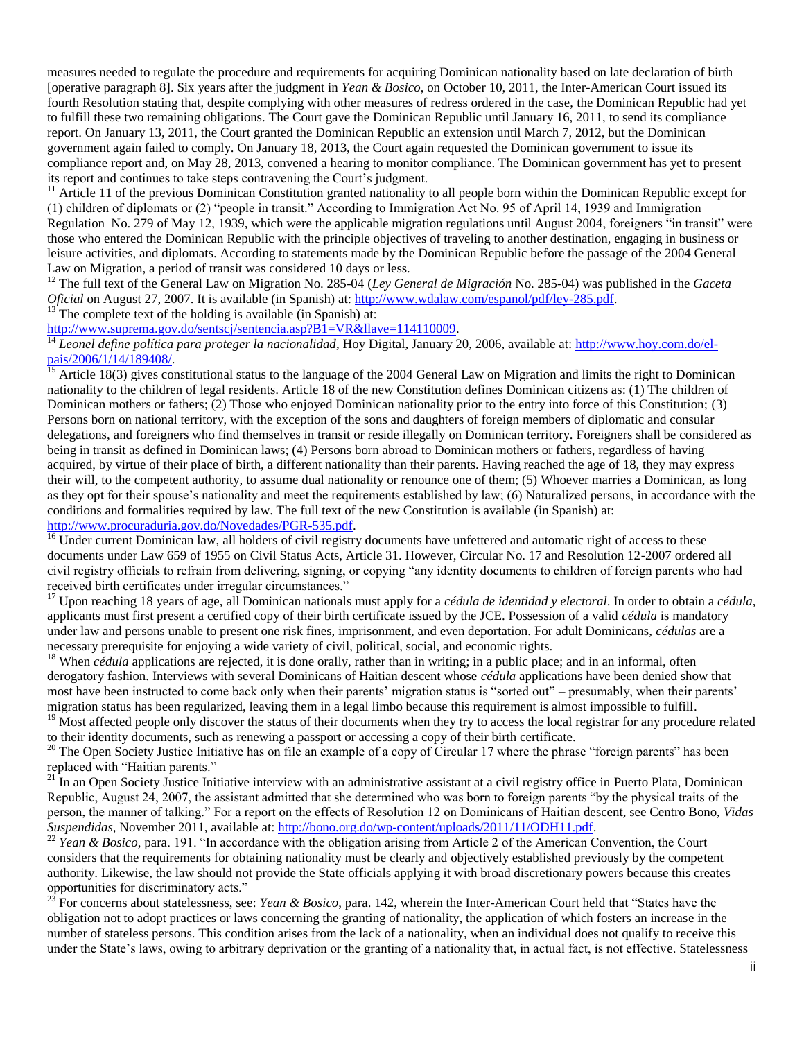measures needed to regulate the procedure and requirements for acquiring Dominican nationality based on late declaration of birth [operative paragraph 8]. Six years after the judgment in *Yean & Bosico*, on October 10, 2011, the Inter-American Court issued its fourth Resolution stating that, despite complying with other measures of redress ordered in the case, the Dominican Republic had yet to fulfill these two remaining obligations. The Court gave the Dominican Republic until January 16, 2011, to send its compliance report. On January 13, 2011, the Court granted the Dominican Republic an extension until March 7, 2012, but the Dominican government again failed to comply. On January 18, 2013, the Court again requested the Dominican government to issue its compliance report and, on May 28, 2013, convened a hearing to monitor compliance. The Dominican government has yet to present its report and continues to take steps contravening the Court's judgment.

[11] Article 11 of the previous Dominican Constitution granted nationality to all people born within the Dominican Republic except for (1) children of diplomats or (2) "people in transit." According to Immigration Act No. 95 of April 14, 1939 and Immigration Regulation No. 279 of May 12, 1939, which were the applicable migration regulations until August 2004, foreigners "in transit" were those who entered the Dominican Republic with the principle objectives of traveling to another destination, engaging in business or leisure activities, and diplomats. According to statements made by the Dominican Republic before the passage of the 2004 General Law on Migration, a period of transit was considered 10 days or less.

[12] The full text of the General Law on Migration No. 285-04 (*Ley General de Migración* No. 285-04) was published in the *Gaceta Oficial* on August 27, 2007. It is available (in Spanish) at: http://www.wdalaw.com/espanol/pdf/ley-285.pdf.

[13] The complete text of the holding is available (in Spanish) at: http://www.suprema.gov.do/sentscj/sentencia.asp?B1=VR&llave=114110009.

[14] *Leonel define política para proteger la nacionalidad*, Hoy Digital, January 20, 2006, available at: http://www.hoy.com.do/el-pais/2006/1/14/189408/.

[15] Article 18(3) gives constitutional status to the language of the 2004 General Law on Migration and limits the right to Dominican nationality to the children of legal residents. Article 18 of the new Constitution defines Dominican citizens as: (1) The children of Dominican mothers or fathers; (2) Those who enjoyed Dominican nationality prior to the entry into force of this Constitution; (3) Persons born on national territory, with the exception of the sons and daughters of foreign members of diplomatic and consular delegations, and foreigners who find themselves in transit or reside illegally on Dominican territory. Foreigners shall be considered as being in transit as defined in Dominican laws; (4) Persons born abroad to Dominican mothers or fathers, regardless of having acquired, by virtue of their place of birth, a different nationality than their parents. Having reached the age of 18, they may express their will, to the competent authority, to assume dual nationality or renounce one of them; (5) Whoever marries a Dominican, as long as they opt for their spouse's nationality and meet the requirements established by law; (6) Naturalized persons, in accordance with the conditions and formalities required by law. The full text of the new Constitution is available (in Spanish) at: http://www.procuraduria.gov.do/Novedades/PGR-535.pdf.

[16] Under current Dominican law, all holders of civil registry documents have unfettered and automatic right of access to these documents under Law 659 of 1955 on Civil Status Acts, Article 31. However, Circular No. 17 and Resolution 12-2007 ordered all civil registry officials to refrain from delivering, signing, or copying "any identity documents to children of foreign parents who had received birth certificates under irregular circumstances."

[17] Upon reaching 18 years of age, all Dominican nationals must apply for a *cédula de identidad y electoral*. In order to obtain a *cédula*, applicants must first present a certified copy of their birth certificate issued by the JCE. Possession of a valid *cédula* is mandatory under law and persons unable to present one risk fines, imprisonment, and even deportation. For adult Dominicans, *cédulas* are a necessary prerequisite for enjoying a wide variety of civil, political, social, and economic rights.

[18] When *cédula* applications are rejected, it is done orally, rather than in writing; in a public place; and in an informal, often derogatory fashion. Interviews with several Dominicans of Haitian descent whose *cédula* applications have been denied show that most have been instructed to come back only when their parents' migration status is "sorted out" – presumably, when their parents' migration status has been regularized, leaving them in a legal limbo because this requirement is almost impossible to fulfill.

[19] Most affected people only discover the status of their documents when they try to access the local registrar for any procedure related to their identity documents, such as renewing a passport or accessing a copy of their birth certificate.

[20] The Open Society Justice Initiative has on file an example of a copy of Circular 17 where the phrase "foreign parents" has been replaced with "Haitian parents."

[21] In an Open Society Justice Initiative interview with an administrative assistant at a civil registry office in Puerto Plata, Dominican Republic, August 24, 2007, the assistant admitted that she determined who was born to foreign parents "by the physical traits of the person, the manner of talking." For a report on the effects of Resolution 12 on Dominicans of Haitian descent, see Centro Bono, *Vidas Suspendidas*, November 2011, available at: http://bono.org.do/wp-content/uploads/2011/11/ODH11.pdf.

[22] *Yean & Bosico*, para. 191. "In accordance with the obligation arising from Article 2 of the American Convention, the Court considers that the requirements for obtaining nationality must be clearly and objectively established previously by the competent authority. Likewise, the law should not provide the State officials applying it with broad discretionary powers because this creates opportunities for discriminatory acts."

[23] For concerns about statelessness, see: *Yean & Bosico*, para. 142, wherein the Inter-American Court held that "States have the obligation not to adopt practices or laws concerning the granting of nationality, the application of which fosters an increase in the number of stateless persons. This condition arises from the lack of a nationality, when an individual does not qualify to receive this under the State's laws, owing to arbitrary deprivation or the granting of a nationality that, in actual fact, is not effective. Statelessness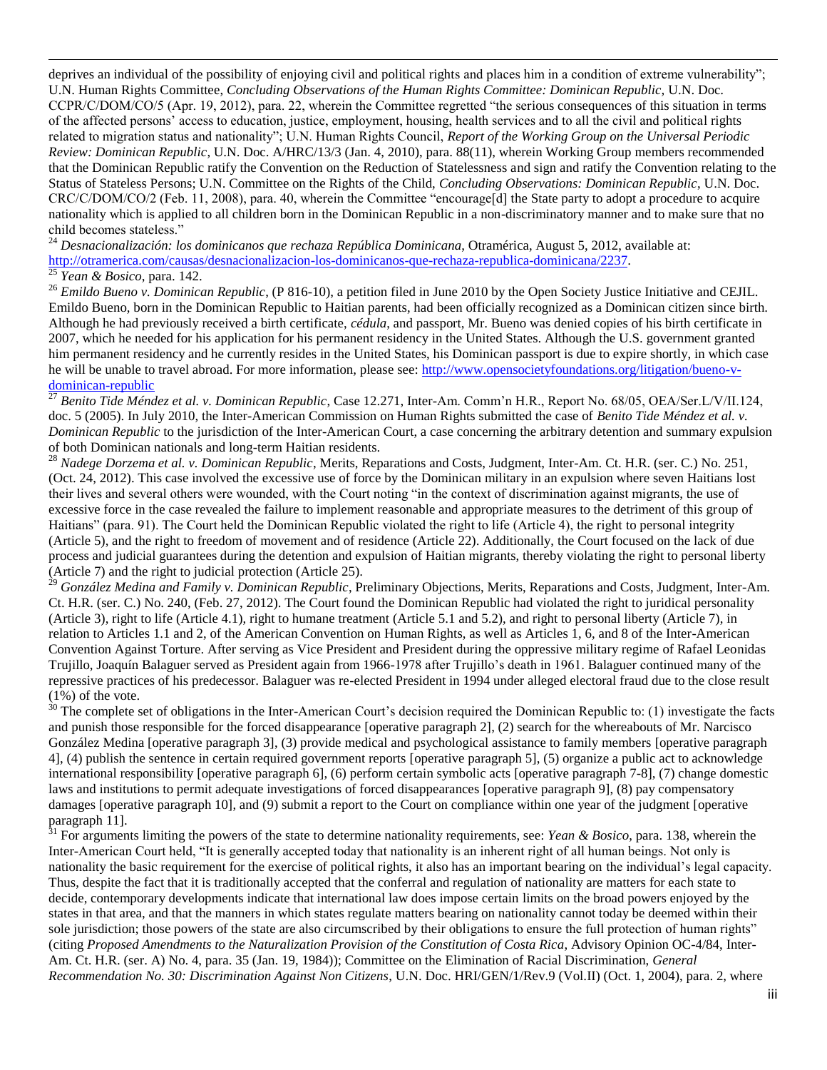deprives an individual of the possibility of enjoying civil and political rights and places him in a condition of extreme vulnerability"; U.N. Human Rights Committee, *Concluding Observations of the Human Rights Committee: Dominican Republic,* U.N. Doc. CCPR/C/DOM/CO/5 (Apr. 19, 2012), para. 22, wherein the Committee regretted "the serious consequences of this situation in terms of the affected persons' access to education, justice, employment, housing, health services and to all the civil and political rights related to migration status and nationality"; U.N. Human Rights Council, *Report of the Working Group on the Universal Periodic Review: Dominican Republic*, U.N. Doc. A/HRC/13/3 (Jan. 4, 2010), para. 88(11), wherein Working Group members recommended that the Dominican Republic ratify the Convention on the Reduction of Statelessness and sign and ratify the Convention relating to the Status of Stateless Persons; U.N. Committee on the Rights of the Child, *Concluding Observations: Dominican Republic*, U.N. Doc. CRC/C/DOM/CO/2 (Feb. 11, 2008), para. 40, wherein the Committee "encourage[d] the State party to adopt a procedure to acquire nationality which is applied to all children born in the Dominican Republic in a non-discriminatory manner and to make sure that no child becomes stateless."

[24] *Desnacionalización: los dominicanos que rechaza República Dominicana*, Otramérica, August 5, 2012, available at: http://otramerica.com/causas/desnacionalizacion-los-dominicanos-que-rechaza-republica-dominicana/2237.

[25] *Yean & Bosico*, para. 142.

[26] *Emildo Bueno v. Dominican Republic*, (P 816-10), a petition filed in June 2010 by the Open Society Justice Initiative and CEJIL. Emildo Bueno, born in the Dominican Republic to Haitian parents, had been officially recognized as a Dominican citizen since birth. Although he had previously received a birth certificate, *cédula*, and passport, Mr. Bueno was denied copies of his birth certificate in 2007, which he needed for his application for his permanent residency in the United States. Although the U.S. government granted him permanent residency and he currently resides in the United States, his Dominican passport is due to expire shortly, in which case he will be unable to travel abroad. For more information, please see: http://www.opensocietyfoundations.org/litigation/bueno-v-dominican-republic

[27] *Benito Tide Méndez et al. v. Dominican Republic*, Case 12.271, Inter-Am. Comm'n H.R., Report No. 68/05, OEA/Ser.L/V/II.124, doc. 5 (2005). In July 2010, the Inter-American Commission on Human Rights submitted the case of *Benito Tide Méndez et al. v. Dominican Republic* to the jurisdiction of the Inter-American Court, a case concerning the arbitrary detention and summary expulsion of both Dominican nationals and long-term Haitian residents.

[28] *Nadege Dorzema et al. v. Dominican Republic*, Merits, Reparations and Costs, Judgment, Inter-Am. Ct. H.R. (ser. C.) No. 251, (Oct. 24, 2012). This case involved the excessive use of force by the Dominican military in an expulsion where seven Haitians lost their lives and several others were wounded, with the Court noting "in the context of discrimination against migrants, the use of excessive force in the case revealed the failure to implement reasonable and appropriate measures to the detriment of this group of Haitians" (para. 91). The Court held the Dominican Republic violated the right to life (Article 4), the right to personal integrity (Article 5), and the right to freedom of movement and of residence (Article 22). Additionally, the Court focused on the lack of due process and judicial guarantees during the detention and expulsion of Haitian migrants, thereby violating the right to personal liberty (Article 7) and the right to judicial protection (Article 25).

[29] *González Medina and Family v. Dominican Republic*, Preliminary Objections, Merits, Reparations and Costs, Judgment, Inter-Am. Ct. H.R. (ser. C.) No. 240, (Feb. 27, 2012). The Court found the Dominican Republic had violated the right to juridical personality (Article 3), right to life (Article 4.1), right to humane treatment (Article 5.1 and 5.2), and right to personal liberty (Article 7), in relation to Articles 1.1 and 2, of the American Convention on Human Rights, as well as Articles 1, 6, and 8 of the Inter-American Convention Against Torture. After serving as Vice President and President during the oppressive military regime of Rafael Leonidas Trujillo, Joaquín Balaguer served as President again from 1966-1978 after Trujillo's death in 1961. Balaguer continued many of the repressive practices of his predecessor. Balaguer was re-elected President in 1994 under alleged electoral fraud due to the close result (1%) of the vote.

[30] The complete set of obligations in the Inter-American Court's decision required the Dominican Republic to: (1) investigate the facts and punish those responsible for the forced disappearance [operative paragraph 2], (2) search for the whereabouts of Mr. Narcisco González Medina [operative paragraph 3], (3) provide medical and psychological assistance to family members [operative paragraph 4], (4) publish the sentence in certain required government reports [operative paragraph 5], (5) organize a public act to acknowledge international responsibility [operative paragraph 6], (6) perform certain symbolic acts [operative paragraph 7-8], (7) change domestic laws and institutions to permit adequate investigations of forced disappearances [operative paragraph 9], (8) pay compensatory damages [operative paragraph 10], and (9) submit a report to the Court on compliance within one year of the judgment [operative paragraph 11].

[31] For arguments limiting the powers of the state to determine nationality requirements, see: *Yean & Bosico*, para. 138, wherein the Inter-American Court held, "It is generally accepted today that nationality is an inherent right of all human beings. Not only is nationality the basic requirement for the exercise of political rights, it also has an important bearing on the individual's legal capacity. Thus, despite the fact that it is traditionally accepted that the conferral and regulation of nationality are matters for each state to decide, contemporary developments indicate that international law does impose certain limits on the broad powers enjoyed by the states in that area, and that the manners in which states regulate matters bearing on nationality cannot today be deemed within their sole jurisdiction; those powers of the state are also circumscribed by their obligations to ensure the full protection of human rights" (citing *Proposed Amendments to the Naturalization Provision of the Constitution of Costa Rica*, Advisory Opinion OC-4/84, Inter-Am. Ct. H.R. (ser. A) No. 4, para. 35 (Jan. 19, 1984)); Committee on the Elimination of Racial Discrimination, *General Recommendation No. 30: Discrimination Against Non Citizens*, U.N. Doc. HRI/GEN/1/Rev.9 (Vol.II) (Oct. 1, 2004), para. 2, where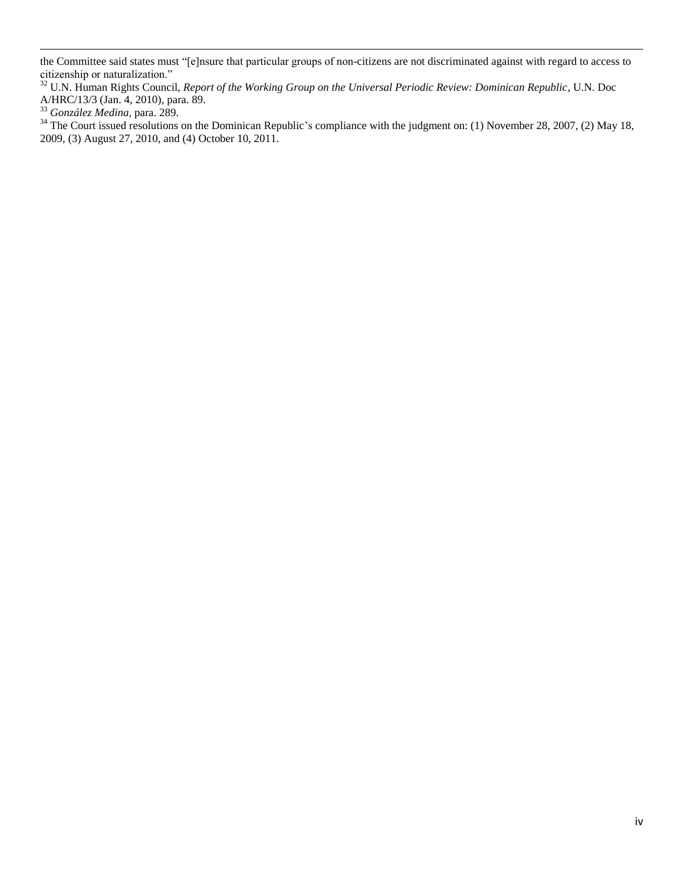the Committee said states must “[e]nsure that particular groups of non-citizens are not discriminated against with regard to access to citizenship or naturalization.”

[32] U.N. Human Rights Council, *Report of the Working Group on the Universal Periodic Review: Dominican Republic*, U.N. Doc A/HRC/13/3 (Jan. 4, 2010), para. 89.

[33] *González Medina*, para. 289.

[34] The Court issued resolutions on the Dominican Republic’s compliance with the judgment on: (1) November 28, 2007, (2) May 18, 2009, (3) August 27, 2010, and (4) October 10, 2011.